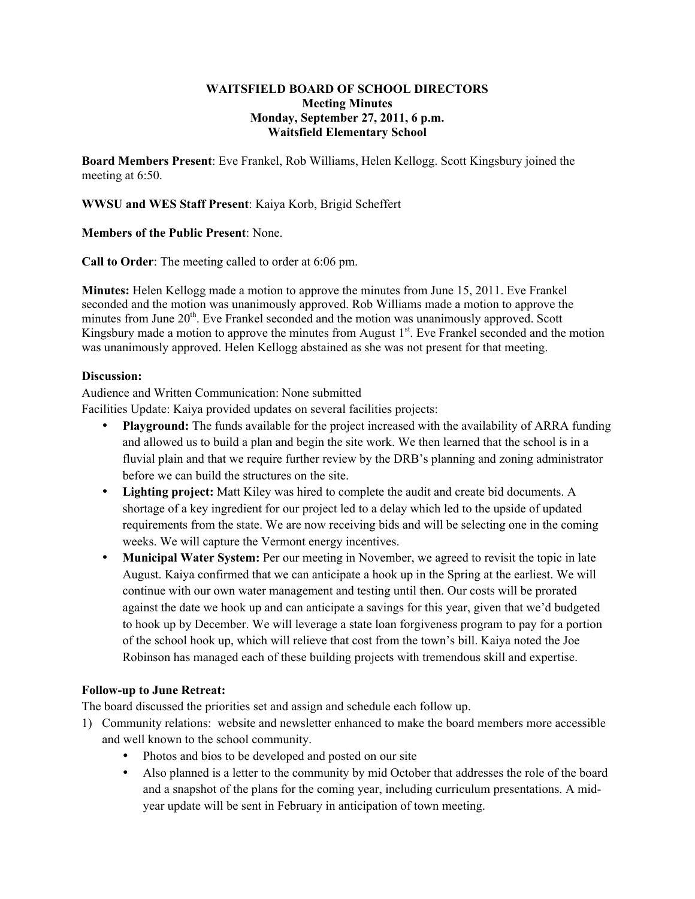**WAITSFIELD BOARD OF SCHOOL DIRECTORS**
**Meeting Minutes**
**Monday, September 27, 2011, 6 p.m.**
**Waitsfield Elementary School**

**Board Members Present**: Eve Frankel, Rob Williams, Helen Kellogg. Scott Kingsbury joined the meeting at 6:50.

**WWSU and WES Staff Present**: Kaiya Korb, Brigid Scheffert

**Members of the Public Present**: None.

**Call to Order**: The meeting called to order at 6:06 pm.

**Minutes:** Helen Kellogg made a motion to approve the minutes from June 15, 2011. Eve Frankel seconded and the motion was unanimously approved. Rob Williams made a motion to approve the minutes from June 20th. Eve Frankel seconded and the motion was unanimously approved. Scott Kingsbury made a motion to approve the minutes from August 1st. Eve Frankel seconded and the motion was unanimously approved. Helen Kellogg abstained as she was not present for that meeting.

**Discussion:**

Audience and Written Communication: None submitted

Facilities Update: Kaiya provided updates on several facilities projects:

- **Playground:** The funds available for the project increased with the availability of ARRA funding and allowed us to build a plan and begin the site work. We then learned that the school is in a fluvial plain and that we require further review by the DRB's planning and zoning administrator before we can build the structures on the site.
- **Lighting project:** Matt Kiley was hired to complete the audit and create bid documents. A shortage of a key ingredient for our project led to a delay which led to the upside of updated requirements from the state. We are now receiving bids and will be selecting one in the coming weeks. We will capture the Vermont energy incentives.
- **Municipal Water System:** Per our meeting in November, we agreed to revisit the topic in late August. Kaiya confirmed that we can anticipate a hook up in the Spring at the earliest. We will continue with our own water management and testing until then. Our costs will be prorated against the date we hook up and can anticipate a savings for this year, given that we'd budgeted to hook up by December. We will leverage a state loan forgiveness program to pay for a portion of the school hook up, which will relieve that cost from the town's bill. Kaiya noted the Joe Robinson has managed each of these building projects with tremendous skill and expertise.

**Follow-up to June Retreat:**

The board discussed the priorities set and assign and schedule each follow up.

1) Community relations: website and newsletter enhanced to make the board members more accessible and well known to the school community.
    - Photos and bios to be developed and posted on our site
    - Also planned is a letter to the community by mid October that addresses the role of the board and a snapshot of the plans for the coming year, including curriculum presentations. A mid-year update will be sent in February in anticipation of town meeting.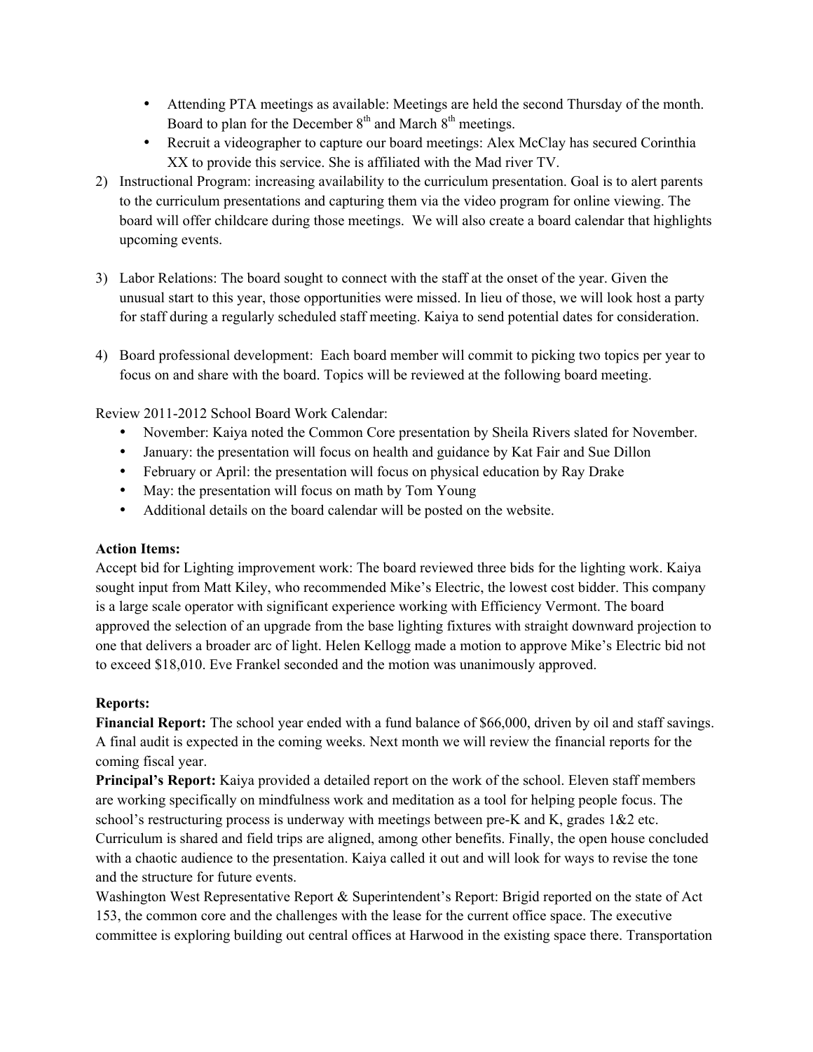- Attending PTA meetings as available: Meetings are held the second Thursday of the month. Board to plan for the December 8th and March 8th meetings.
- Recruit a videographer to capture our board meetings: Alex McClay has secured Corinthia XX to provide this service. She is affiliated with the Mad river TV.

2) Instructional Program: increasing availability to the curriculum presentation. Goal is to alert parents to the curriculum presentations and capturing them via the video program for online viewing. The board will offer childcare during those meetings. We will also create a board calendar that highlights upcoming events.

3) Labor Relations: The board sought to connect with the staff at the onset of the year. Given the unusual start to this year, those opportunities were missed. In lieu of those, we will look host a party for staff during a regularly scheduled staff meeting. Kaiya to send potential dates for consideration.

4) Board professional development: Each board member will commit to picking two topics per year to focus on and share with the board. Topics will be reviewed at the following board meeting.

Review 2011-2012 School Board Work Calendar:

- November: Kaiya noted the Common Core presentation by Sheila Rivers slated for November.
- January: the presentation will focus on health and guidance by Kat Fair and Sue Dillon
- February or April: the presentation will focus on physical education by Ray Drake
- May: the presentation will focus on math by Tom Young
- Additional details on the board calendar will be posted on the website.

**Action Items:**

Accept bid for Lighting improvement work: The board reviewed three bids for the lighting work. Kaiya sought input from Matt Kiley, who recommended Mike's Electric, the lowest cost bidder. This company is a large scale operator with significant experience working with Efficiency Vermont. The board approved the selection of an upgrade from the base lighting fixtures with straight downward projection to one that delivers a broader arc of light. Helen Kellogg made a motion to approve Mike's Electric bid not to exceed $18,010. Eve Frankel seconded and the motion was unanimously approved.

**Reports:**

**Financial Report:** The school year ended with a fund balance of $66,000, driven by oil and staff savings. A final audit is expected in the coming weeks. Next month we will review the financial reports for the coming fiscal year.

**Principal's Report:** Kaiya provided a detailed report on the work of the school. Eleven staff members are working specifically on mindfulness work and meditation as a tool for helping people focus. The school's restructuring process is underway with meetings between pre-K and K, grades 1&2 etc. Curriculum is shared and field trips are aligned, among other benefits. Finally, the open house concluded with a chaotic audience to the presentation. Kaiya called it out and will look for ways to revise the tone and the structure for future events.

Washington West Representative Report & Superintendent's Report: Brigid reported on the state of Act 153, the common core and the challenges with the lease for the current office space. The executive committee is exploring building out central offices at Harwood in the existing space there. Transportation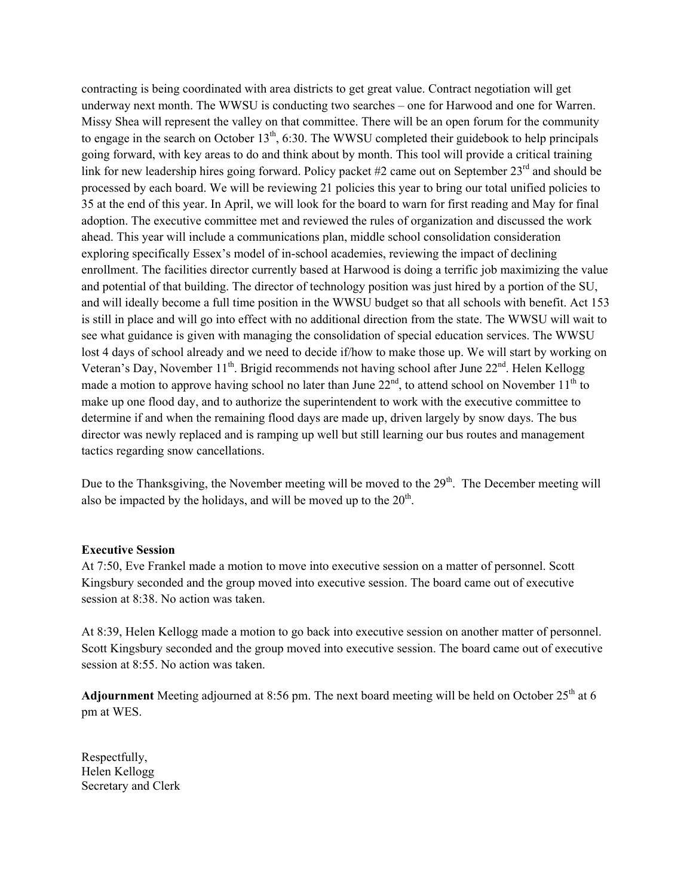contracting is being coordinated with area districts to get great value. Contract negotiation will get underway next month. The WWSU is conducting two searches – one for Harwood and one for Warren. Missy Shea will represent the valley on that committee. There will be an open forum for the community to engage in the search on October 13th, 6:30. The WWSU completed their guidebook to help principals going forward, with key areas to do and think about by month. This tool will provide a critical training link for new leadership hires going forward. Policy packet #2 came out on September 23rd and should be processed by each board. We will be reviewing 21 policies this year to bring our total unified policies to 35 at the end of this year. In April, we will look for the board to warn for first reading and May for final adoption. The executive committee met and reviewed the rules of organization and discussed the work ahead. This year will include a communications plan, middle school consolidation consideration exploring specifically Essex's model of in-school academies, reviewing the impact of declining enrollment. The facilities director currently based at Harwood is doing a terrific job maximizing the value and potential of that building. The director of technology position was just hired by a portion of the SU, and will ideally become a full time position in the WWSU budget so that all schools with benefit. Act 153 is still in place and will go into effect with no additional direction from the state. The WWSU will wait to see what guidance is given with managing the consolidation of special education services. The WWSU lost 4 days of school already and we need to decide if/how to make those up. We will start by working on Veteran's Day, November 11th. Brigid recommends not having school after June 22nd. Helen Kellogg made a motion to approve having school no later than June 22nd, to attend school on November 11th to make up one flood day, and to authorize the superintendent to work with the executive committee to determine if and when the remaining flood days are made up, driven largely by snow days. The bus director was newly replaced and is ramping up well but still learning our bus routes and management tactics regarding snow cancellations.

Due to the Thanksgiving, the November meeting will be moved to the 29th. The December meeting will also be impacted by the holidays, and will be moved up to the 20th.

**Executive Session**
At 7:50, Eve Frankel made a motion to move into executive session on a matter of personnel. Scott Kingsbury seconded and the group moved into executive session. The board came out of executive session at 8:38. No action was taken.

At 8:39, Helen Kellogg made a motion to go back into executive session on another matter of personnel. Scott Kingsbury seconded and the group moved into executive session. The board came out of executive session at 8:55. No action was taken.

**Adjournment** Meeting adjourned at 8:56 pm. The next board meeting will be held on October 25th at 6 pm at WES.

Respectfully,
Helen Kellogg
Secretary and Clerk